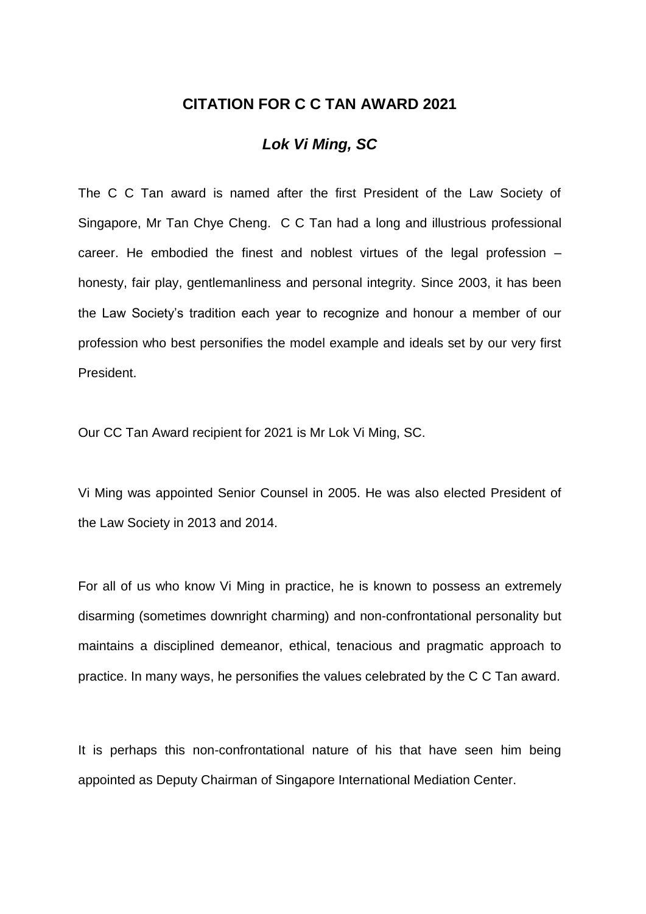# CITATION FOR C C TAN AWARD 2021

## *Lok Vi Ming, SC*

The C C Tan award is named after the first President of the Law Society of Singapore, Mr Tan Chye Cheng. C C Tan had a long and illustrious professional career. He embodied the finest and noblest virtues of the legal profession – honesty, fair play, gentlemanliness and personal integrity. Since 2003, it has been the Law Society's tradition each year to recognize and honour a member of our profession who best personifies the model example and ideals set by our very first President.

Our CC Tan Award recipient for 2021 is Mr Lok Vi Ming, SC.

Vi Ming was appointed Senior Counsel in 2005. He was also elected President of the Law Society in 2013 and 2014.

For all of us who know Vi Ming in practice, he is known to possess an extremely disarming (sometimes downright charming) and non-confrontational personality but maintains a disciplined demeanor, ethical, tenacious and pragmatic approach to practice. In many ways, he personifies the values celebrated by the C C Tan award.

It is perhaps this non-confrontational nature of his that have seen him being appointed as Deputy Chairman of Singapore International Mediation Center.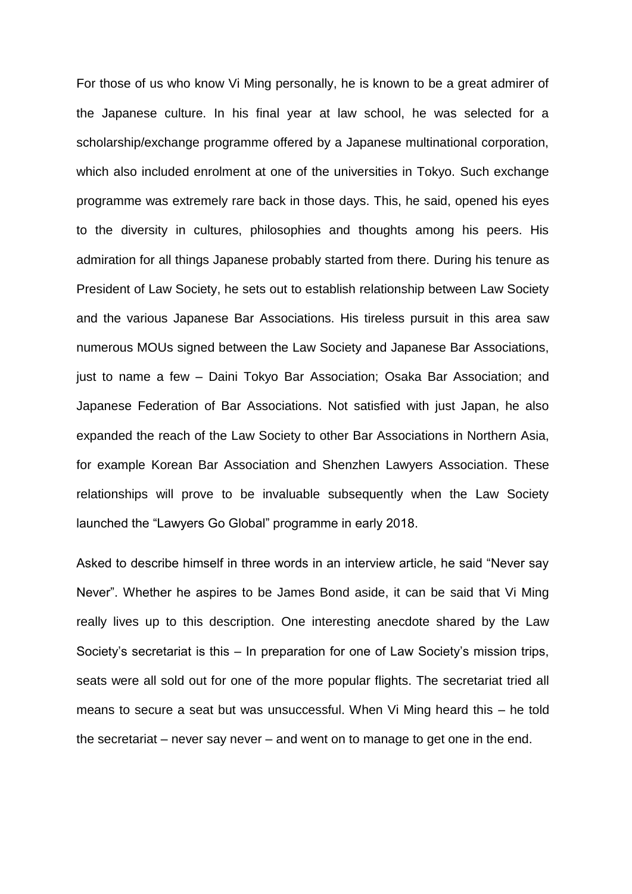For those of us who know Vi Ming personally, he is known to be a great admirer of the Japanese culture. In his final year at law school, he was selected for a scholarship/exchange programme offered by a Japanese multinational corporation, which also included enrolment at one of the universities in Tokyo. Such exchange programme was extremely rare back in those days. This, he said, opened his eyes to the diversity in cultures, philosophies and thoughts among his peers. His admiration for all things Japanese probably started from there. During his tenure as President of Law Society, he sets out to establish relationship between Law Society and the various Japanese Bar Associations. His tireless pursuit in this area saw numerous MOUs signed between the Law Society and Japanese Bar Associations, just to name a few – Daini Tokyo Bar Association; Osaka Bar Association; and Japanese Federation of Bar Associations. Not satisfied with just Japan, he also expanded the reach of the Law Society to other Bar Associations in Northern Asia, for example Korean Bar Association and Shenzhen Lawyers Association. These relationships will prove to be invaluable subsequently when the Law Society launched the "Lawyers Go Global" programme in early 2018.

Asked to describe himself in three words in an interview article, he said "Never say Never". Whether he aspires to be James Bond aside, it can be said that Vi Ming really lives up to this description. One interesting anecdote shared by the Law Society's secretariat is this – In preparation for one of Law Society's mission trips, seats were all sold out for one of the more popular flights. The secretariat tried all means to secure a seat but was unsuccessful. When Vi Ming heard this – he told the secretariat – never say never – and went on to manage to get one in the end.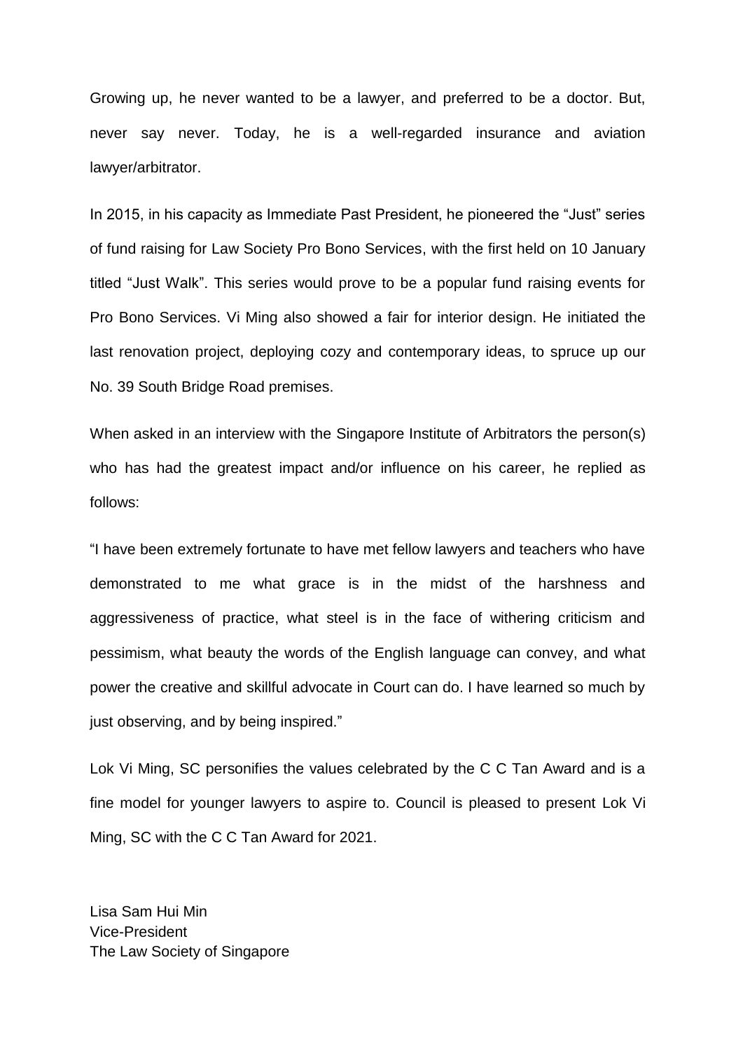Growing up, he never wanted to be a lawyer, and preferred to be a doctor. But, never say never. Today, he is a well-regarded insurance and aviation lawyer/arbitrator.

In 2015, in his capacity as Immediate Past President, he pioneered the "Just" series of fund raising for Law Society Pro Bono Services, with the first held on 10 January titled "Just Walk". This series would prove to be a popular fund raising events for Pro Bono Services. Vi Ming also showed a fair for interior design. He initiated the last renovation project, deploying cozy and contemporary ideas, to spruce up our No. 39 South Bridge Road premises.

When asked in an interview with the Singapore Institute of Arbitrators the person(s) who has had the greatest impact and/or influence on his career, he replied as follows:

"I have been extremely fortunate to have met fellow lawyers and teachers who have demonstrated to me what grace is in the midst of the harshness and aggressiveness of practice, what steel is in the face of withering criticism and pessimism, what beauty the words of the English language can convey, and what power the creative and skillful advocate in Court can do. I have learned so much by just observing, and by being inspired."

Lok Vi Ming, SC personifies the values celebrated by the C C Tan Award and is a fine model for younger lawyers to aspire to. Council is pleased to present Lok Vi Ming, SC with the C C Tan Award for 2021.

Lisa Sam Hui Min
Vice-President
The Law Society of Singapore